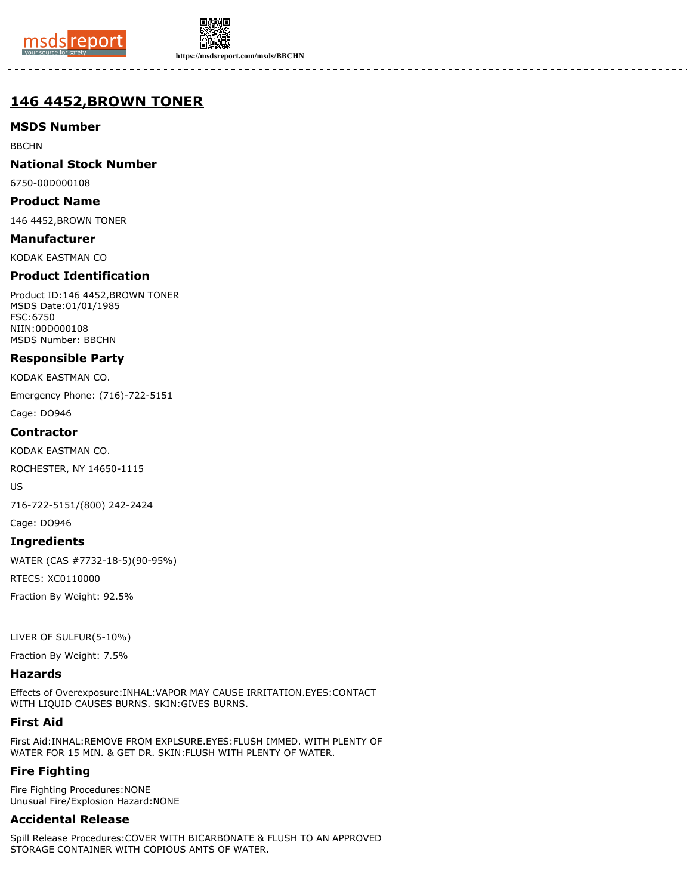# 146 4452,BROWN TONER

## MSDS Number

BBCHN

## National Stock Number

6750-00D000108

## Product Name

146 4452,BROWN TONER

## Manufacturer

KODAK EASTMAN CO

## Product Identification

Product ID:146 4452,BROWN TONER
MSDS Date:01/01/1985
FSC:6750
NIIN:00D000108
MSDS Number: BBCHN

## Responsible Party

KODAK EASTMAN CO.

Emergency Phone: (716)-722-5151

Cage: DO946

## Contractor

KODAK EASTMAN CO.

ROCHESTER, NY 14650-1115

US

716-722-5151/(800) 242-2424

Cage: DO946

## Ingredients

WATER (CAS #7732-18-5)(90-95%)

RTECS: XC0110000

Fraction By Weight: 92.5%

LIVER OF SULFUR(5-10%)

Fraction By Weight: 7.5%

## Hazards

Effects of Overexposure:INHAL:VAPOR MAY CAUSE IRRITATION.EYES:CONTACT WITH LIQUID CAUSES BURNS. SKIN:GIVES BURNS.

## First Aid

First Aid:INHAL:REMOVE FROM EXPLSURE.EYES:FLUSH IMMED. WITH PLENTY OF WATER FOR 15 MIN. & GET DR. SKIN:FLUSH WITH PLENTY OF WATER.

## Fire Fighting

Fire Fighting Procedures:NONE
Unusual Fire/Explosion Hazard:NONE

## Accidental Release

Spill Release Procedures:COVER WITH BICARBONATE & FLUSH TO AN APPROVED STORAGE CONTAINER WITH COPIOUS AMTS OF WATER.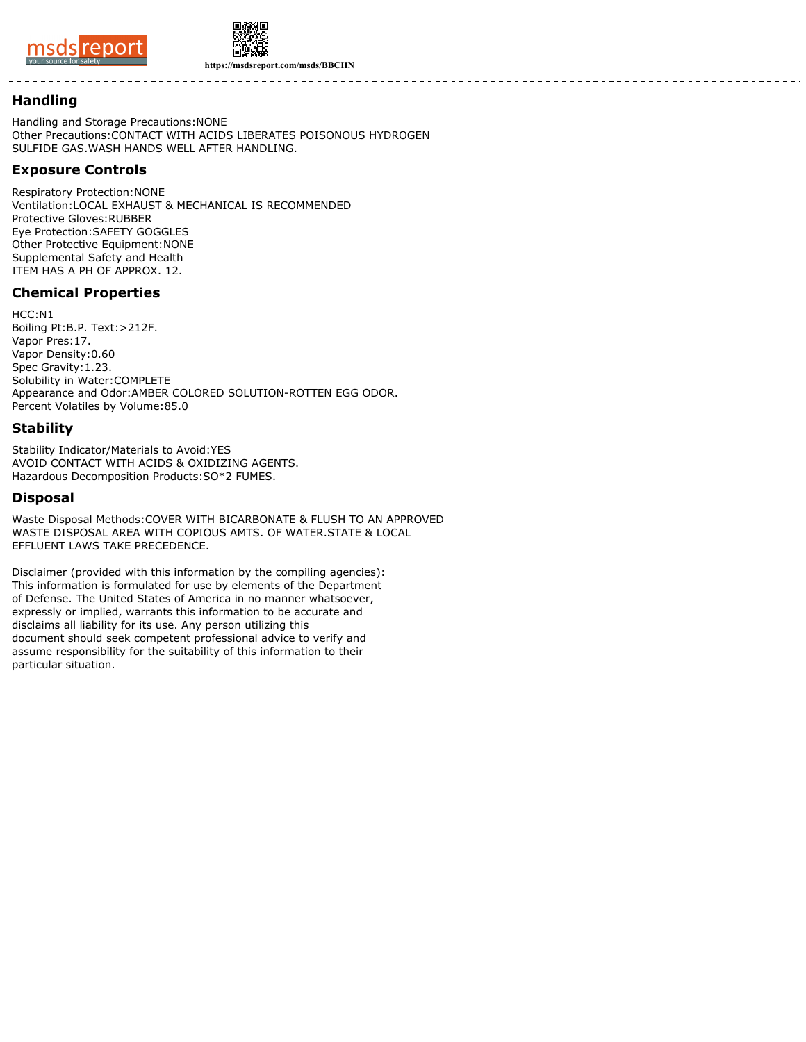## Handling

Handling and Storage Precautions:NONE
Other Precautions:CONTACT WITH ACIDS LIBERATES POISONOUS HYDROGEN SULFIDE GAS.WASH HANDS WELL AFTER HANDLING.

## Exposure Controls

Respiratory Protection:NONE
Ventilation:LOCAL EXHAUST & MECHANICAL IS RECOMMENDED
Protective Gloves:RUBBER
Eye Protection:SAFETY GOGGLES
Other Protective Equipment:NONE
Supplemental Safety and Health
ITEM HAS A PH OF APPROX. 12.

## Chemical Properties

HCC:N1
Boiling Pt:B.P. Text:>212F.
Vapor Pres:17.
Vapor Density:0.60
Spec Gravity:1.23.
Solubility in Water:COMPLETE
Appearance and Odor:AMBER COLORED SOLUTION-ROTTEN EGG ODOR.
Percent Volatiles by Volume:85.0

## Stability

Stability Indicator/Materials to Avoid:YES
AVOID CONTACT WITH ACIDS & OXIDIZING AGENTS.
Hazardous Decomposition Products:SO*2 FUMES.

## Disposal

Waste Disposal Methods:COVER WITH BICARBONATE & FLUSH TO AN APPROVED WASTE DISPOSAL AREA WITH COPIOUS AMTS. OF WATER.STATE & LOCAL EFFLUENT LAWS TAKE PRECEDENCE.

Disclaimer (provided with this information by the compiling agencies): This information is formulated for use by elements of the Department of Defense. The United States of America in no manner whatsoever, expressly or implied, warrants this information to be accurate and disclaims all liability for its use. Any person utilizing this document should seek competent professional advice to verify and assume responsibility for the suitability of this information to their particular situation.